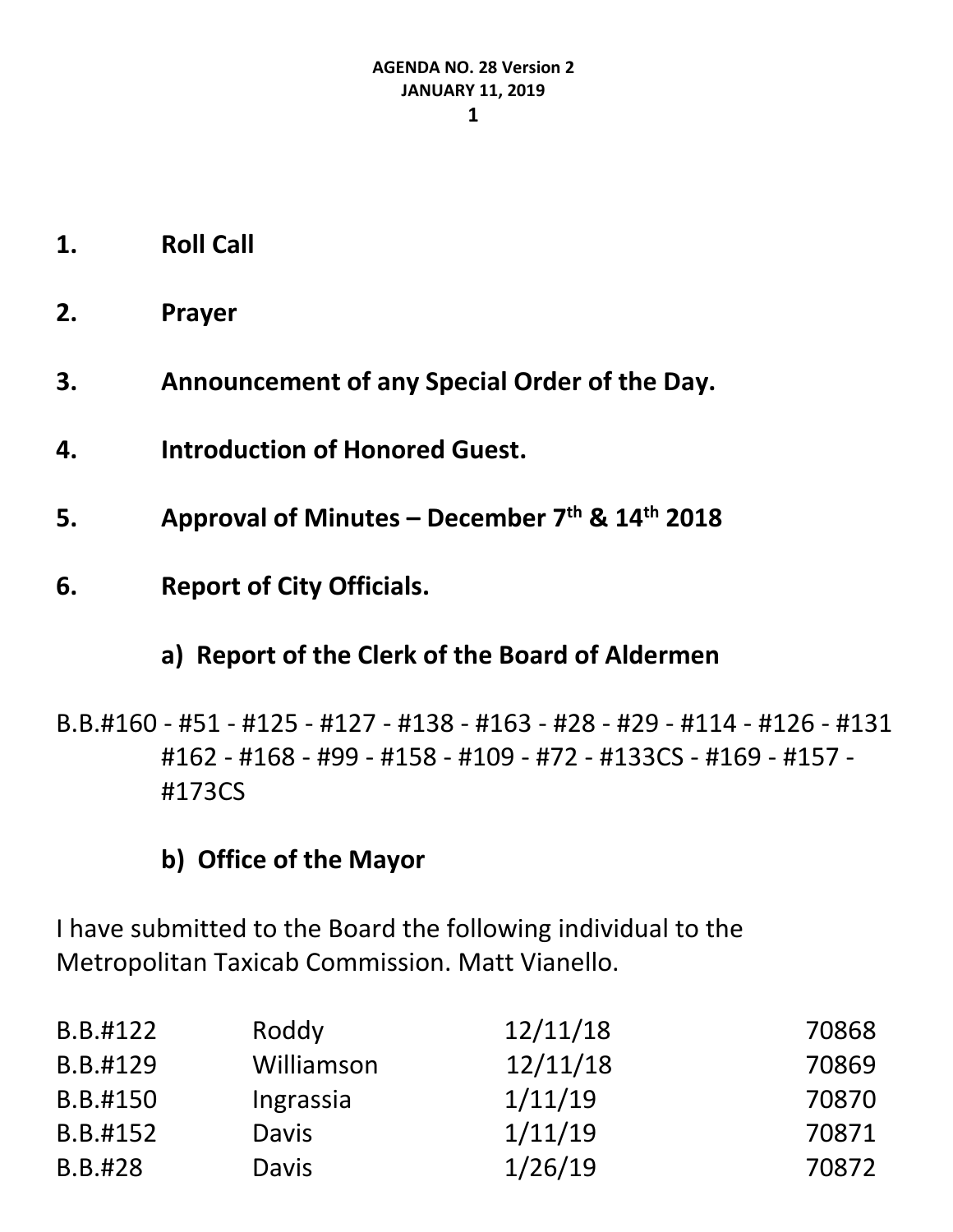**AGENDA NO. 28 Version 2**
**JANUARY 11, 2019**

1. **Roll Call**

2. **Prayer**

3. **Announcement of any Special Order of the Day.**

4. **Introduction of Honored Guest.**

5. **Approval of Minutes – December 7th & 14th 2018**

6. **Report of City Officials.**

### a) Report of the Clerk of the Board of Aldermen

B.B.#160 - #51 - #125 - #127 - #138 - #163 - #28 - #29 - #114 - #126 - #131 #162 - #168 - #99 - #158 - #109 - #72 - #133CS - #169 - #157 - #173CS

### b) Office of the Mayor

I have submitted to the Board the following individual to the Metropolitan Taxicab Commission. Matt Vianello.

| | | | |
|---|---|---|---|
| B.B.#122 | Roddy | 12/11/18 | 70868 |
| B.B.#129 | Williamson | 12/11/18 | 70869 |
| B.B.#150 | Ingrassia | 1/11/19 | 70870 |
| B.B.#152 | Davis | 1/11/19 | 70871 |
| B.B.#28 | Davis | 1/26/19 | 70872 |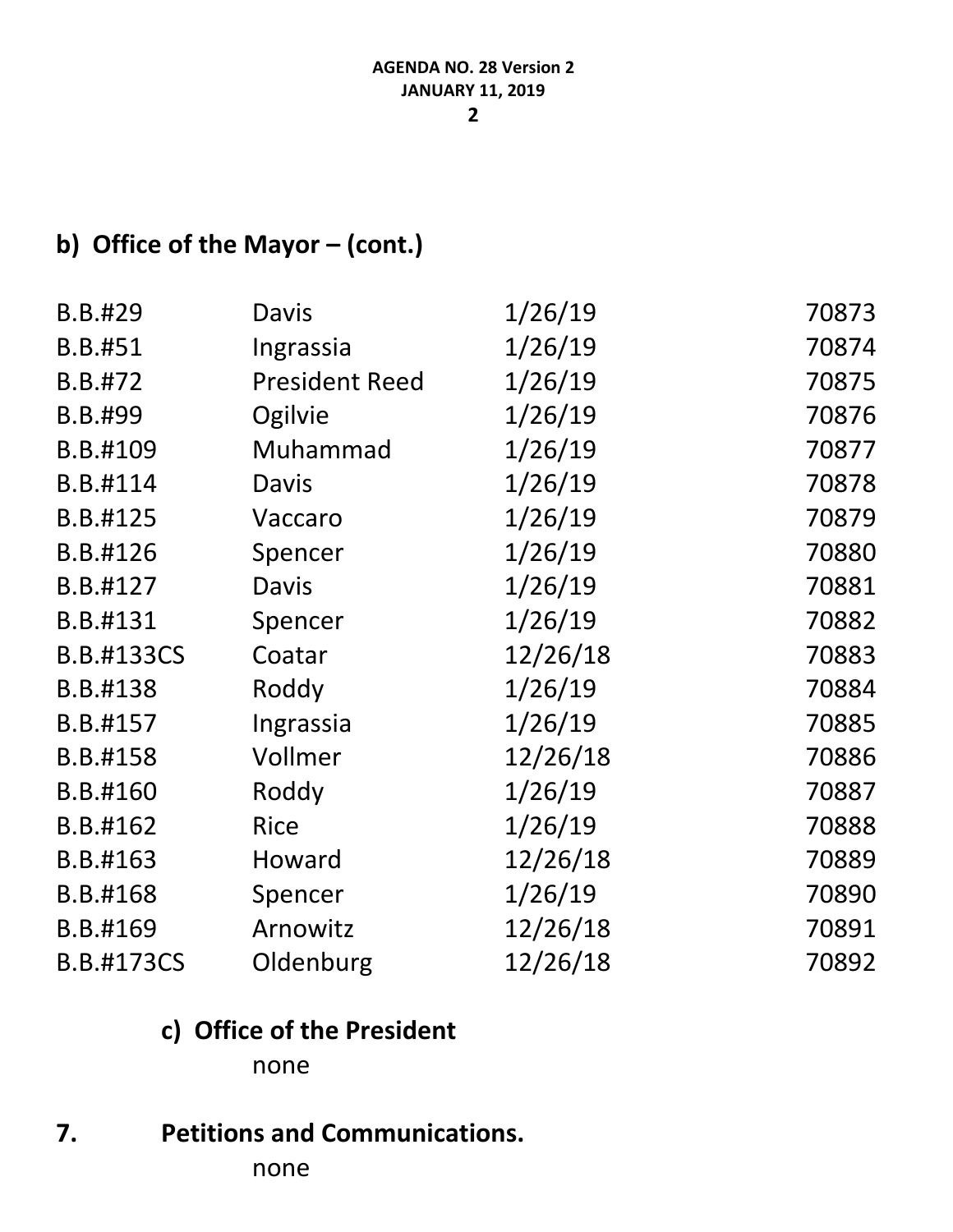## b) Office of the Mayor – (cont.)

| | | | |
|---|---|---|---|
| B.B.#29 | Davis | 1/26/19 | 70873 |
| B.B.#51 | Ingrassia | 1/26/19 | 70874 |
| B.B.#72 | President Reed | 1/26/19 | 70875 |
| B.B.#99 | Ogilvie | 1/26/19 | 70876 |
| B.B.#109 | Muhammad | 1/26/19 | 70877 |
| B.B.#114 | Davis | 1/26/19 | 70878 |
| B.B.#125 | Vaccaro | 1/26/19 | 70879 |
| B.B.#126 | Spencer | 1/26/19 | 70880 |
| B.B.#127 | Davis | 1/26/19 | 70881 |
| B.B.#131 | Spencer | 1/26/19 | 70882 |
| B.B.#133CS | Coatar | 12/26/18 | 70883 |
| B.B.#138 | Roddy | 1/26/19 | 70884 |
| B.B.#157 | Ingrassia | 1/26/19 | 70885 |
| B.B.#158 | Vollmer | 12/26/18 | 70886 |
| B.B.#160 | Roddy | 1/26/19 | 70887 |
| B.B.#162 | Rice | 1/26/19 | 70888 |
| B.B.#163 | Howard | 12/26/18 | 70889 |
| B.B.#168 | Spencer | 1/26/19 | 70890 |
| B.B.#169 | Arnowitz | 12/26/18 | 70891 |
| B.B.#173CS | Oldenburg | 12/26/18 | 70892 |

### c) Office of the President

none

## 7. Petitions and Communications.

none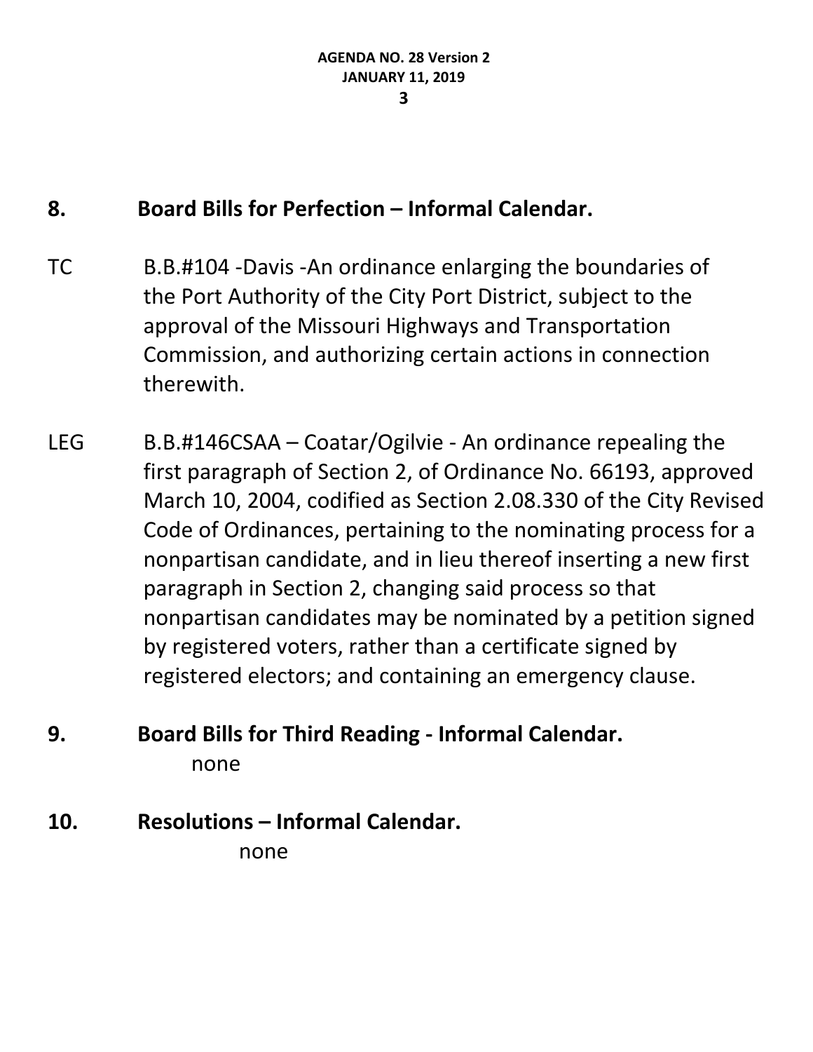## 8. Board Bills for Perfection – Informal Calendar.

TC B.B.#104 -Davis -An ordinance enlarging the boundaries of the Port Authority of the City Port District, subject to the approval of the Missouri Highways and Transportation Commission, and authorizing certain actions in connection therewith.

LEG B.B.#146CSAA – Coatar/Ogilvie - An ordinance repealing the first paragraph of Section 2, of Ordinance No. 66193, approved March 10, 2004, codified as Section 2.08.330 of the City Revised Code of Ordinances, pertaining to the nominating process for a nonpartisan candidate, and in lieu thereof inserting a new first paragraph in Section 2, changing said process so that nonpartisan candidates may be nominated by a petition signed by registered voters, rather than a certificate signed by registered electors; and containing an emergency clause.

## 9. Board Bills for Third Reading - Informal Calendar.

none

## 10. Resolutions – Informal Calendar.

none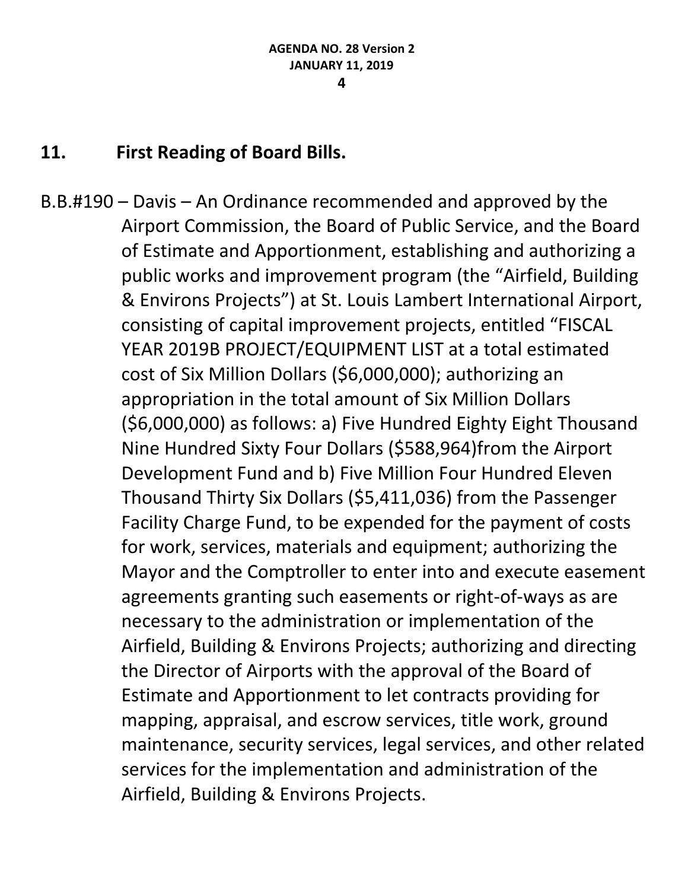## 11. First Reading of Board Bills.

B.B.#190 – Davis – An Ordinance recommended and approved by the Airport Commission, the Board of Public Service, and the Board of Estimate and Apportionment, establishing and authorizing a public works and improvement program (the "Airfield, Building & Environs Projects") at St. Louis Lambert International Airport, consisting of capital improvement projects, entitled "FISCAL YEAR 2019B PROJECT/EQUIPMENT LIST at a total estimated cost of Six Million Dollars ($6,000,000); authorizing an appropriation in the total amount of Six Million Dollars ($6,000,000) as follows: a) Five Hundred Eighty Eight Thousand Nine Hundred Sixty Four Dollars ($588,964)from the Airport Development Fund and b) Five Million Four Hundred Eleven Thousand Thirty Six Dollars ($5,411,036) from the Passenger Facility Charge Fund, to be expended for the payment of costs for work, services, materials and equipment; authorizing the Mayor and the Comptroller to enter into and execute easement agreements granting such easements or right-of-ways as are necessary to the administration or implementation of the Airfield, Building & Environs Projects; authorizing and directing the Director of Airports with the approval of the Board of Estimate and Apportionment to let contracts providing for mapping, appraisal, and escrow services, title work, ground maintenance, security services, legal services, and other related services for the implementation and administration of the Airfield, Building & Environs Projects.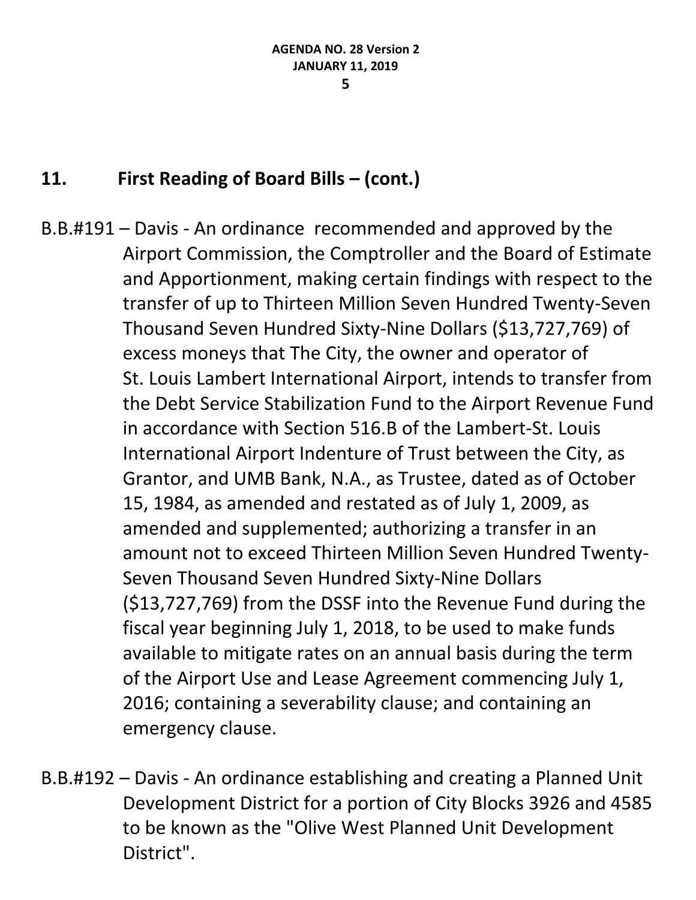## 11. First Reading of Board Bills – (cont.)

B.B.#191 – Davis - An ordinance recommended and approved by the Airport Commission, the Comptroller and the Board of Estimate and Apportionment, making certain findings with respect to the transfer of up to Thirteen Million Seven Hundred Twenty-Seven Thousand Seven Hundred Sixty-Nine Dollars ($13,727,769) of excess moneys that The City, the owner and operator of St. Louis Lambert International Airport, intends to transfer from the Debt Service Stabilization Fund to the Airport Revenue Fund in accordance with Section 516.B of the Lambert-St. Louis International Airport Indenture of Trust between the City, as Grantor, and UMB Bank, N.A., as Trustee, dated as of October 15, 1984, as amended and restated as of July 1, 2009, as amended and supplemented; authorizing a transfer in an amount not to exceed Thirteen Million Seven Hundred Twenty-Seven Thousand Seven Hundred Sixty-Nine Dollars ($13,727,769) from the DSSF into the Revenue Fund during the fiscal year beginning July 1, 2018, to be used to make funds available to mitigate rates on an annual basis during the term of the Airport Use and Lease Agreement commencing July 1, 2016; containing a severability clause; and containing an emergency clause.

B.B.#192 – Davis - An ordinance establishing and creating a Planned Unit Development District for a portion of City Blocks 3926 and 4585 to be known as the "Olive West Planned Unit Development District".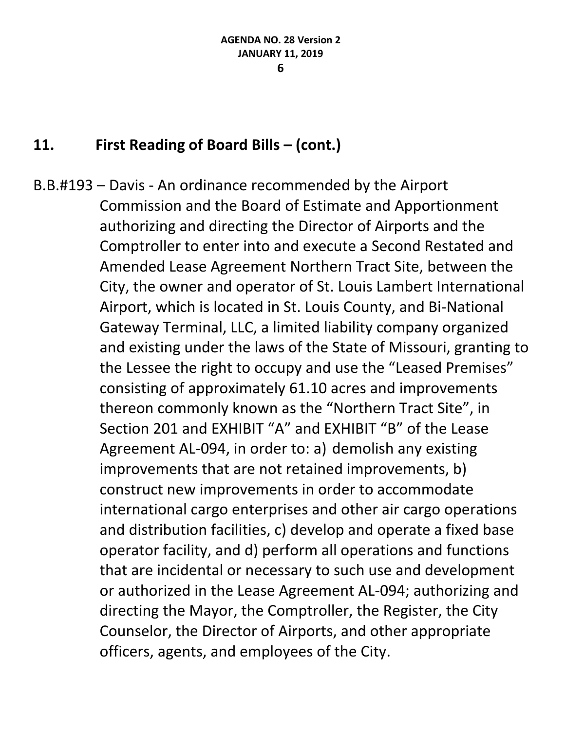## 11. First Reading of Board Bills – (cont.)

B.B.#193 – Davis - An ordinance recommended by the Airport Commission and the Board of Estimate and Apportionment authorizing and directing the Director of Airports and the Comptroller to enter into and execute a Second Restated and Amended Lease Agreement Northern Tract Site, between the City, the owner and operator of St. Louis Lambert International Airport, which is located in St. Louis County, and Bi-National Gateway Terminal, LLC, a limited liability company organized and existing under the laws of the State of Missouri, granting to the Lessee the right to occupy and use the "Leased Premises" consisting of approximately 61.10 acres and improvements thereon commonly known as the "Northern Tract Site", in Section 201 and EXHIBIT "A" and EXHIBIT "B" of the Lease Agreement AL-094, in order to: a) demolish any existing improvements that are not retained improvements, b) construct new improvements in order to accommodate international cargo enterprises and other air cargo operations and distribution facilities, c) develop and operate a fixed base operator facility, and d) perform all operations and functions that are incidental or necessary to such use and development or authorized in the Lease Agreement AL-094; authorizing and directing the Mayor, the Comptroller, the Register, the City Counselor, the Director of Airports, and other appropriate officers, agents, and employees of the City.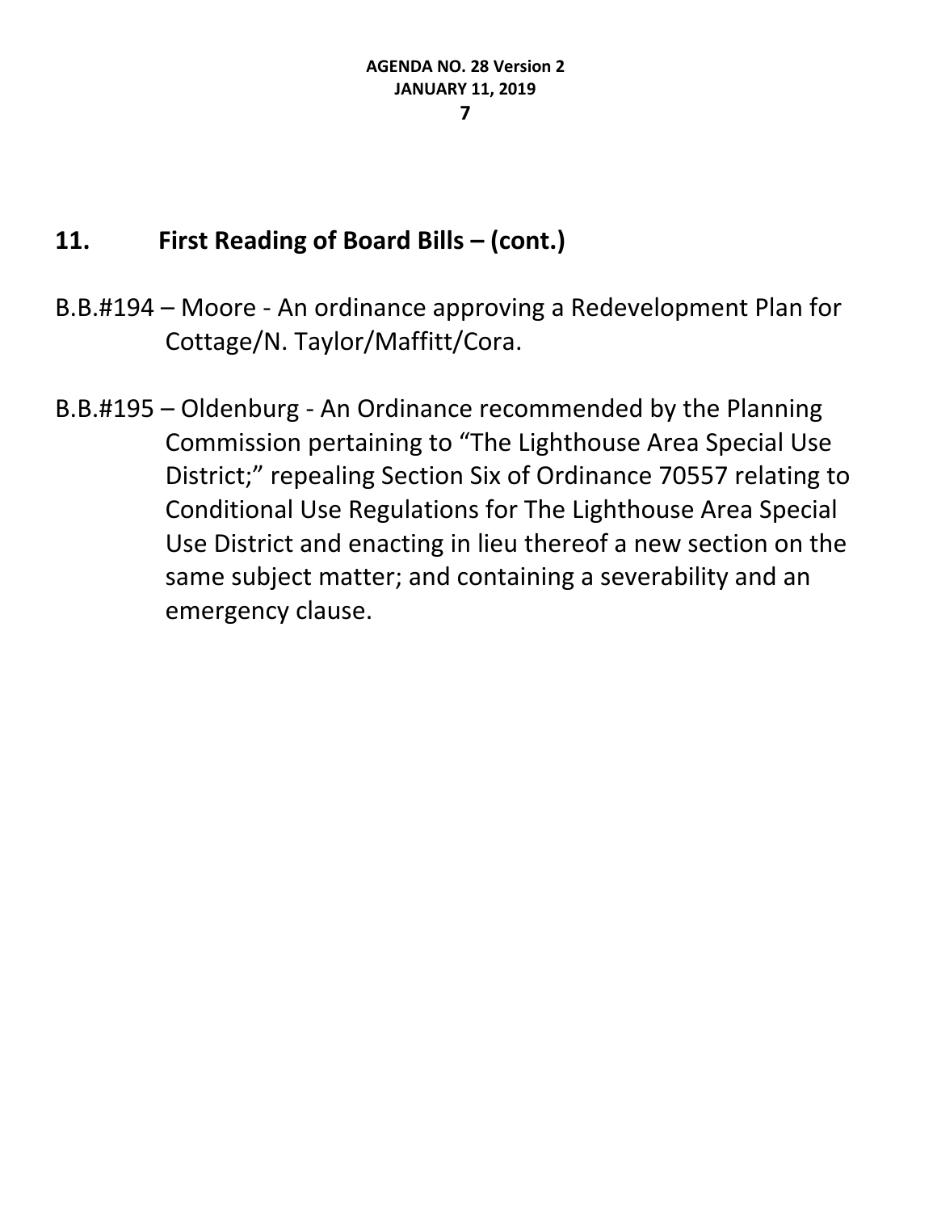## 11. First Reading of Board Bills – (cont.)

B.B.#194 – Moore - An ordinance approving a Redevelopment Plan for Cottage/N. Taylor/Maffitt/Cora.

B.B.#195 – Oldenburg - An Ordinance recommended by the Planning Commission pertaining to "The Lighthouse Area Special Use District;" repealing Section Six of Ordinance 70557 relating to Conditional Use Regulations for The Lighthouse Area Special Use District and enacting in lieu thereof a new section on the same subject matter; and containing a severability and an emergency clause.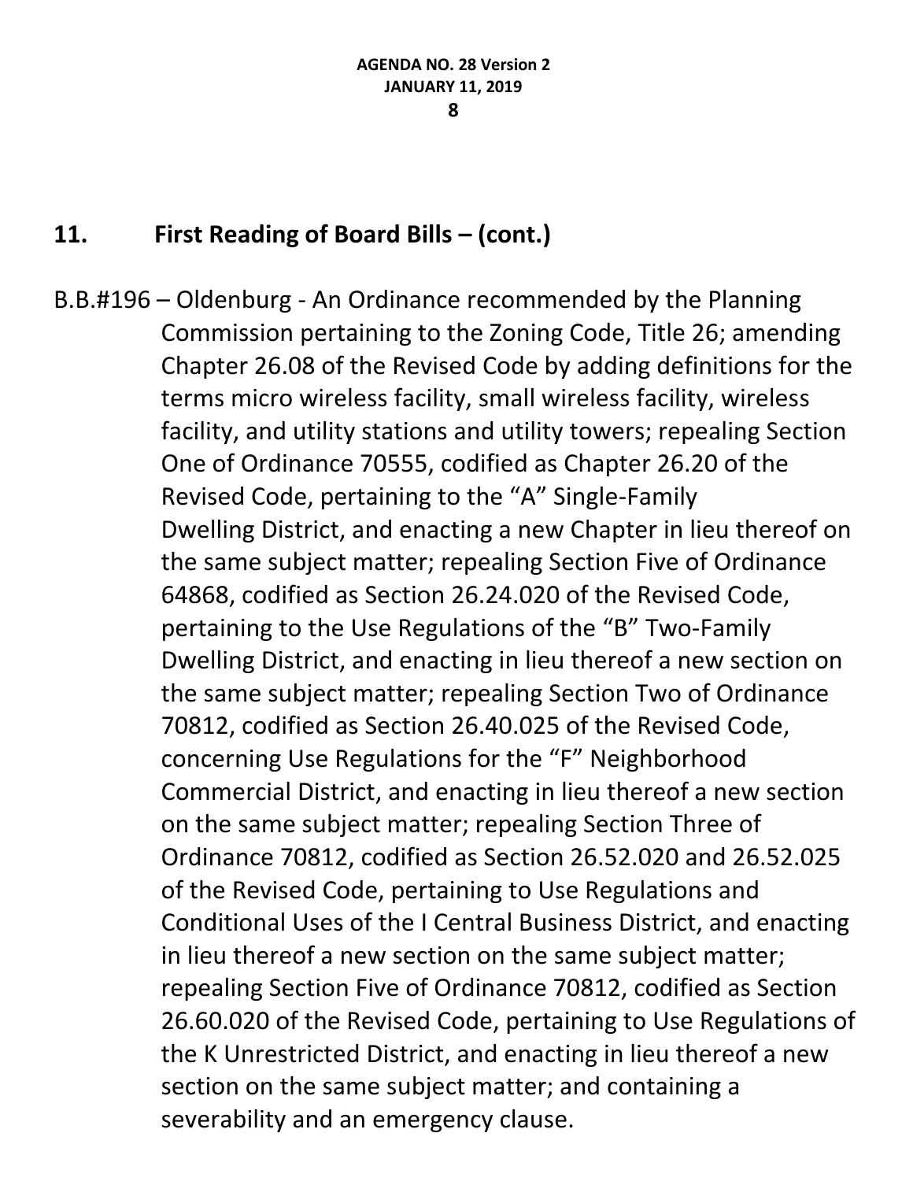## 11. First Reading of Board Bills – (cont.)

B.B.#196 – Oldenburg - An Ordinance recommended by the Planning Commission pertaining to the Zoning Code, Title 26; amending Chapter 26.08 of the Revised Code by adding definitions for the terms micro wireless facility, small wireless facility, wireless facility, and utility stations and utility towers; repealing Section One of Ordinance 70555, codified as Chapter 26.20 of the Revised Code, pertaining to the "A" Single-Family Dwelling District, and enacting a new Chapter in lieu thereof on the same subject matter; repealing Section Five of Ordinance 64868, codified as Section 26.24.020 of the Revised Code, pertaining to the Use Regulations of the "B" Two-Family Dwelling District, and enacting in lieu thereof a new section on the same subject matter; repealing Section Two of Ordinance 70812, codified as Section 26.40.025 of the Revised Code, concerning Use Regulations for the "F" Neighborhood Commercial District, and enacting in lieu thereof a new section on the same subject matter; repealing Section Three of Ordinance 70812, codified as Section 26.52.020 and 26.52.025 of the Revised Code, pertaining to Use Regulations and Conditional Uses of the I Central Business District, and enacting in lieu thereof a new section on the same subject matter; repealing Section Five of Ordinance 70812, codified as Section 26.60.020 of the Revised Code, pertaining to Use Regulations of the K Unrestricted District, and enacting in lieu thereof a new section on the same subject matter; and containing a severability and an emergency clause.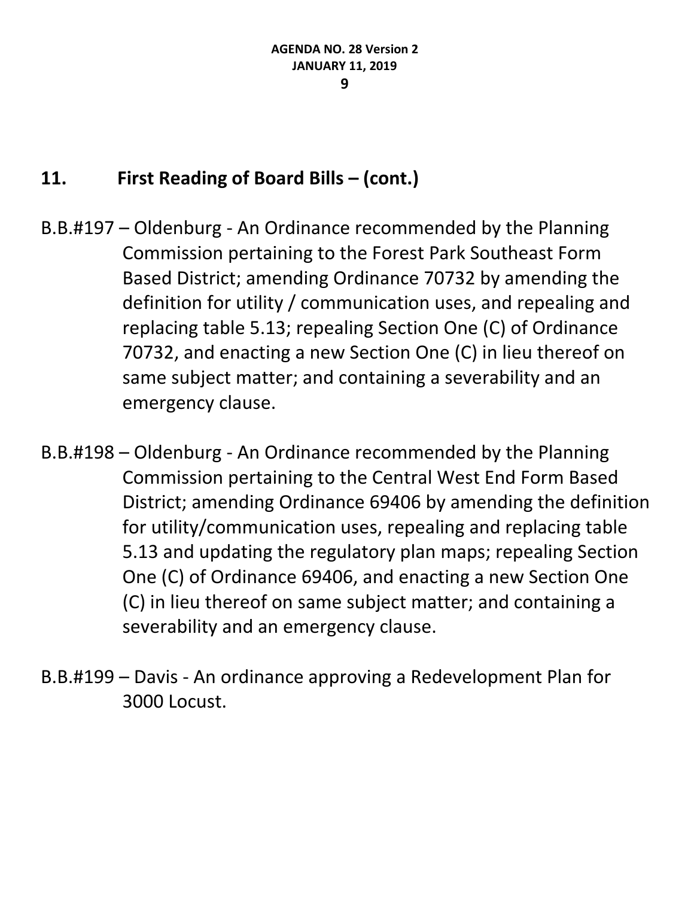## 11. First Reading of Board Bills – (cont.)

B.B.#197 – Oldenburg - An Ordinance recommended by the Planning Commission pertaining to the Forest Park Southeast Form Based District; amending Ordinance 70732 by amending the definition for utility / communication uses, and repealing and replacing table 5.13; repealing Section One (C) of Ordinance 70732, and enacting a new Section One (C) in lieu thereof on same subject matter; and containing a severability and an emergency clause.

B.B.#198 – Oldenburg - An Ordinance recommended by the Planning Commission pertaining to the Central West End Form Based District; amending Ordinance 69406 by amending the definition for utility/communication uses, repealing and replacing table 5.13 and updating the regulatory plan maps; repealing Section One (C) of Ordinance 69406, and enacting a new Section One (C) in lieu thereof on same subject matter; and containing a severability and an emergency clause.

B.B.#199 – Davis - An ordinance approving a Redevelopment Plan for 3000 Locust.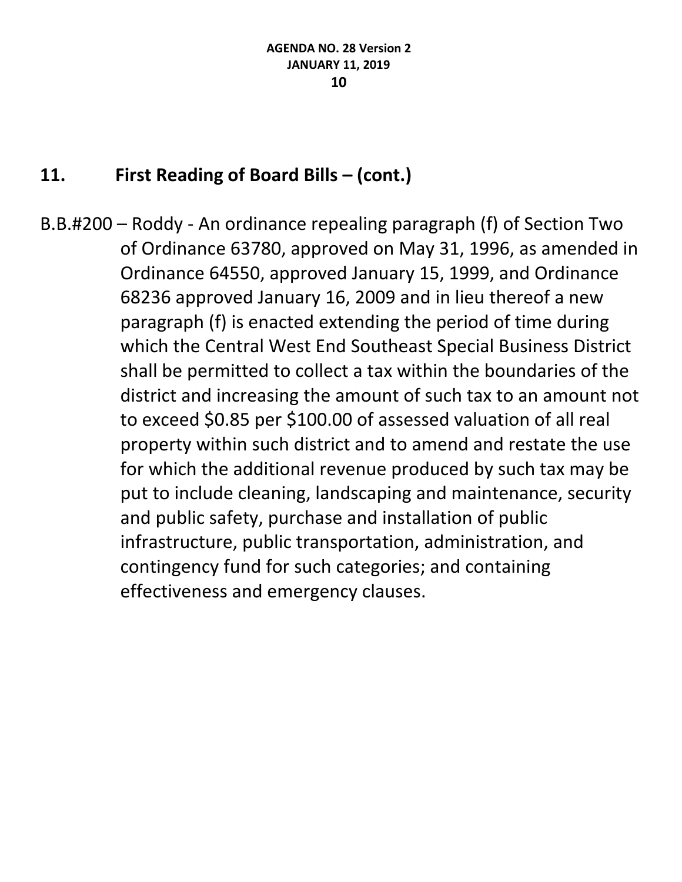## 11. First Reading of Board Bills – (cont.)

B.B.#200 – Roddy - An ordinance repealing paragraph (f) of Section Two of Ordinance 63780, approved on May 31, 1996, as amended in Ordinance 64550, approved January 15, 1999, and Ordinance 68236 approved January 16, 2009 and in lieu thereof a new paragraph (f) is enacted extending the period of time during which the Central West End Southeast Special Business District shall be permitted to collect a tax within the boundaries of the district and increasing the amount of such tax to an amount not to exceed $0.85 per $100.00 of assessed valuation of all real property within such district and to amend and restate the use for which the additional revenue produced by such tax may be put to include cleaning, landscaping and maintenance, security and public safety, purchase and installation of public infrastructure, public transportation, administration, and contingency fund for such categories; and containing effectiveness and emergency clauses.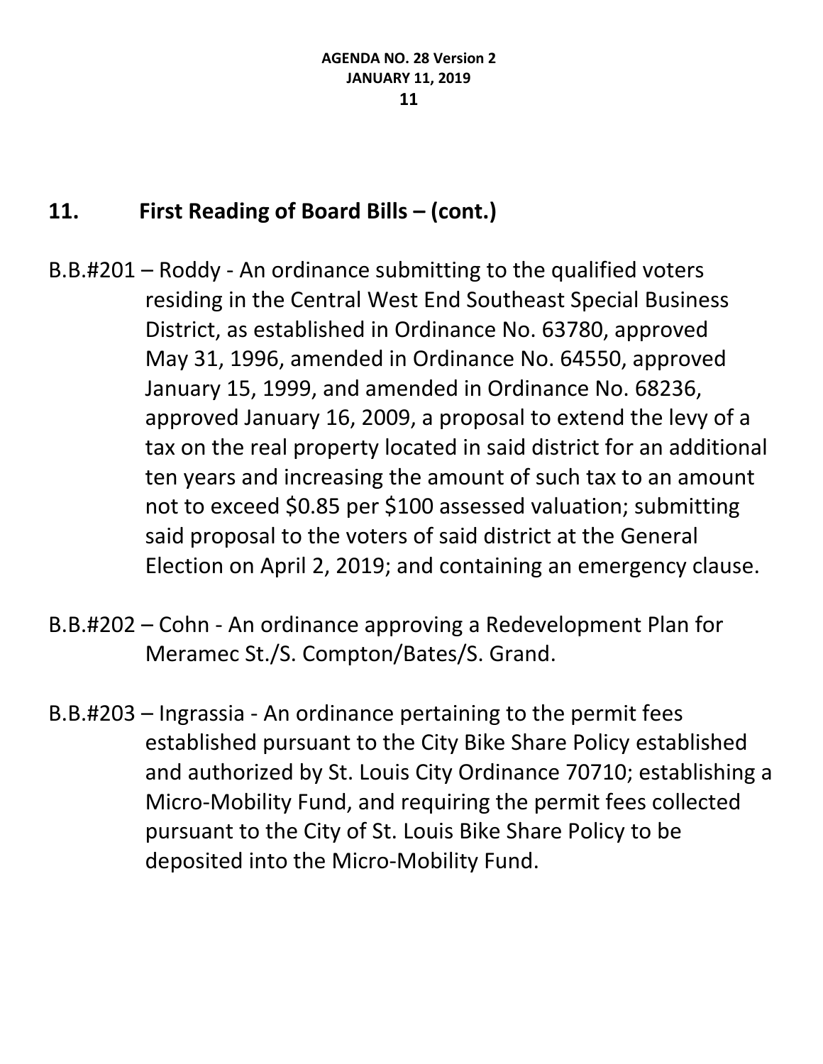## 11. First Reading of Board Bills – (cont.)

B.B.#201 – Roddy - An ordinance submitting to the qualified voters residing in the Central West End Southeast Special Business District, as established in Ordinance No. 63780, approved May 31, 1996, amended in Ordinance No. 64550, approved January 15, 1999, and amended in Ordinance No. 68236, approved January 16, 2009, a proposal to extend the levy of a tax on the real property located in said district for an additional ten years and increasing the amount of such tax to an amount not to exceed $0.85 per $100 assessed valuation; submitting said proposal to the voters of said district at the General Election on April 2, 2019; and containing an emergency clause.

B.B.#202 – Cohn - An ordinance approving a Redevelopment Plan for Meramec St./S. Compton/Bates/S. Grand.

B.B.#203 – Ingrassia - An ordinance pertaining to the permit fees established pursuant to the City Bike Share Policy established and authorized by St. Louis City Ordinance 70710; establishing a Micro-Mobility Fund, and requiring the permit fees collected pursuant to the City of St. Louis Bike Share Policy to be deposited into the Micro-Mobility Fund.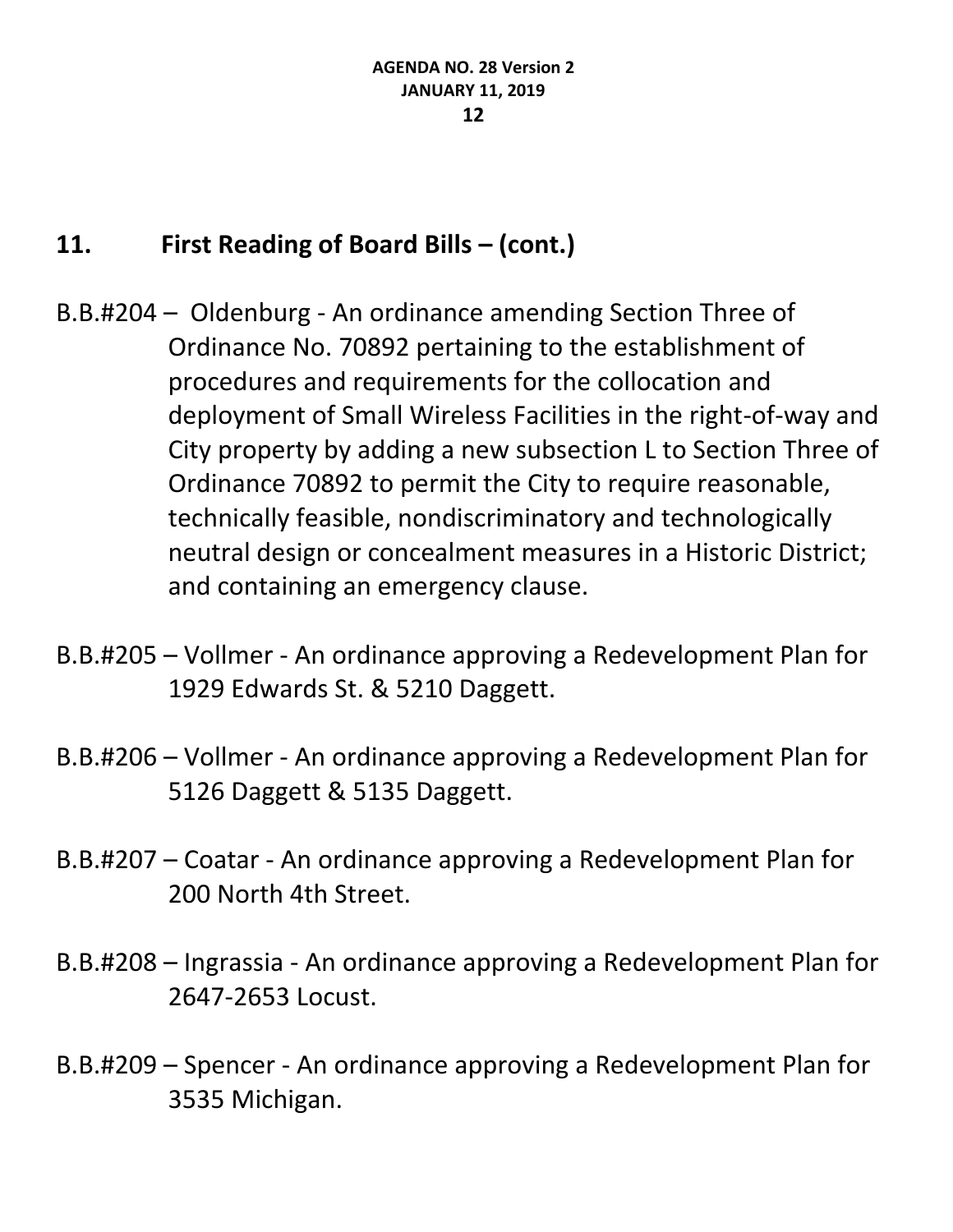## 11. First Reading of Board Bills – (cont.)

B.B.#204 – Oldenburg - An ordinance amending Section Three of Ordinance No. 70892 pertaining to the establishment of procedures and requirements for the collocation and deployment of Small Wireless Facilities in the right-of-way and City property by adding a new subsection L to Section Three of Ordinance 70892 to permit the City to require reasonable, technically feasible, nondiscriminatory and technologically neutral design or concealment measures in a Historic District; and containing an emergency clause.

B.B.#205 – Vollmer - An ordinance approving a Redevelopment Plan for 1929 Edwards St. & 5210 Daggett.

B.B.#206 – Vollmer - An ordinance approving a Redevelopment Plan for 5126 Daggett & 5135 Daggett.

B.B.#207 – Coatar - An ordinance approving a Redevelopment Plan for 200 North 4th Street.

B.B.#208 – Ingrassia - An ordinance approving a Redevelopment Plan for 2647-2653 Locust.

B.B.#209 – Spencer - An ordinance approving a Redevelopment Plan for 3535 Michigan.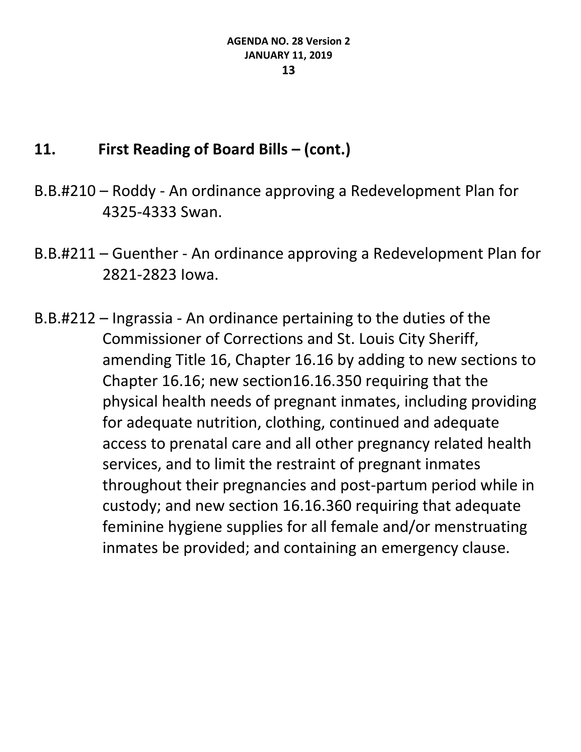## 11. First Reading of Board Bills – (cont.)

B.B.#210 – Roddy - An ordinance approving a Redevelopment Plan for 4325-4333 Swan.

B.B.#211 – Guenther - An ordinance approving a Redevelopment Plan for 2821-2823 Iowa.

B.B.#212 – Ingrassia - An ordinance pertaining to the duties of the Commissioner of Corrections and St. Louis City Sheriff, amending Title 16, Chapter 16.16 by adding to new sections to Chapter 16.16; new section16.16.350 requiring that the physical health needs of pregnant inmates, including providing for adequate nutrition, clothing, continued and adequate access to prenatal care and all other pregnancy related health services, and to limit the restraint of pregnant inmates throughout their pregnancies and post-partum period while in custody; and new section 16.16.360 requiring that adequate feminine hygiene supplies for all female and/or menstruating inmates be provided; and containing an emergency clause.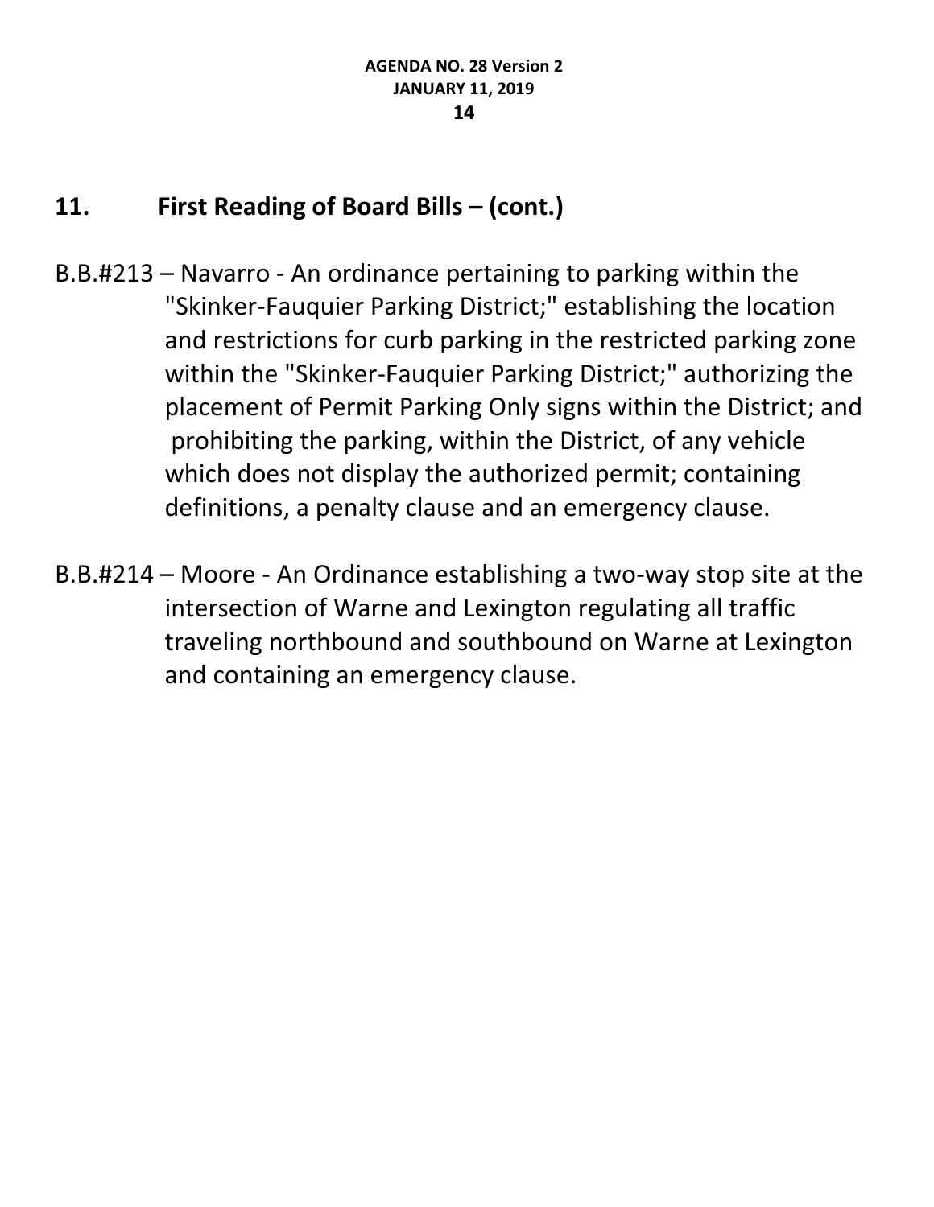## 11. First Reading of Board Bills – (cont.)

B.B.#213 – Navarro - An ordinance pertaining to parking within the "Skinker-Fauquier Parking District;" establishing the location and restrictions for curb parking in the restricted parking zone within the "Skinker-Fauquier Parking District;" authorizing the placement of Permit Parking Only signs within the District; and prohibiting the parking, within the District, of any vehicle which does not display the authorized permit; containing definitions, a penalty clause and an emergency clause.

B.B.#214 – Moore - An Ordinance establishing a two-way stop site at the intersection of Warne and Lexington regulating all traffic traveling northbound and southbound on Warne at Lexington and containing an emergency clause.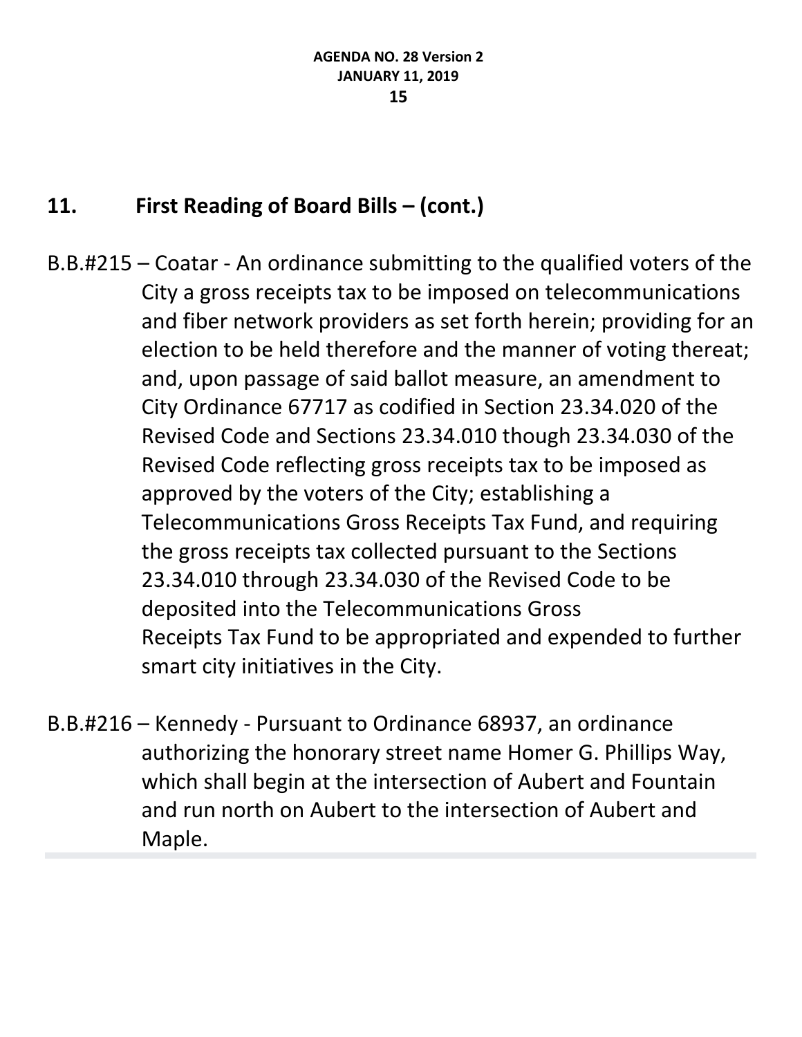## 11. First Reading of Board Bills – (cont.)

B.B.#215 – Coatar - An ordinance submitting to the qualified voters of the City a gross receipts tax to be imposed on telecommunications and fiber network providers as set forth herein; providing for an election to be held therefore and the manner of voting thereat; and, upon passage of said ballot measure, an amendment to City Ordinance 67717 as codified in Section 23.34.020 of the Revised Code and Sections 23.34.010 though 23.34.030 of the Revised Code reflecting gross receipts tax to be imposed as approved by the voters of the City; establishing a Telecommunications Gross Receipts Tax Fund, and requiring the gross receipts tax collected pursuant to the Sections 23.34.010 through 23.34.030 of the Revised Code to be deposited into the Telecommunications Gross Receipts Tax Fund to be appropriated and expended to further smart city initiatives in the City.

B.B.#216 – Kennedy - Pursuant to Ordinance 68937, an ordinance authorizing the honorary street name Homer G. Phillips Way, which shall begin at the intersection of Aubert and Fountain and run north on Aubert to the intersection of Aubert and Maple.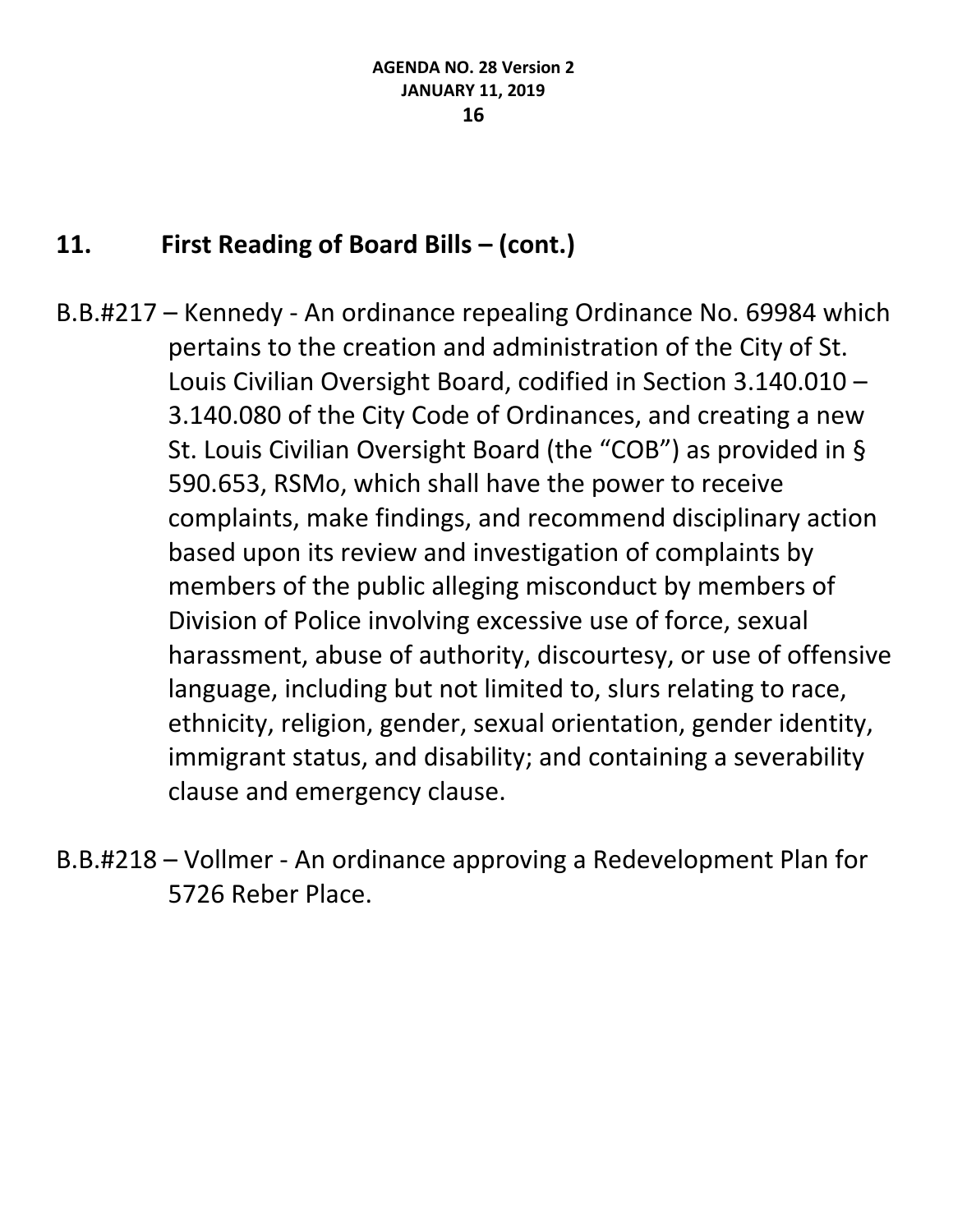## 11. First Reading of Board Bills – (cont.)

B.B.#217 – Kennedy - An ordinance repealing Ordinance No. 69984 which pertains to the creation and administration of the City of St. Louis Civilian Oversight Board, codified in Section 3.140.010 – 3.140.080 of the City Code of Ordinances, and creating a new St. Louis Civilian Oversight Board (the "COB") as provided in § 590.653, RSMo, which shall have the power to receive complaints, make findings, and recommend disciplinary action based upon its review and investigation of complaints by members of the public alleging misconduct by members of Division of Police involving excessive use of force, sexual harassment, abuse of authority, discourtesy, or use of offensive language, including but not limited to, slurs relating to race, ethnicity, religion, gender, sexual orientation, gender identity, immigrant status, and disability; and containing a severability clause and emergency clause.

B.B.#218 – Vollmer - An ordinance approving a Redevelopment Plan for 5726 Reber Place.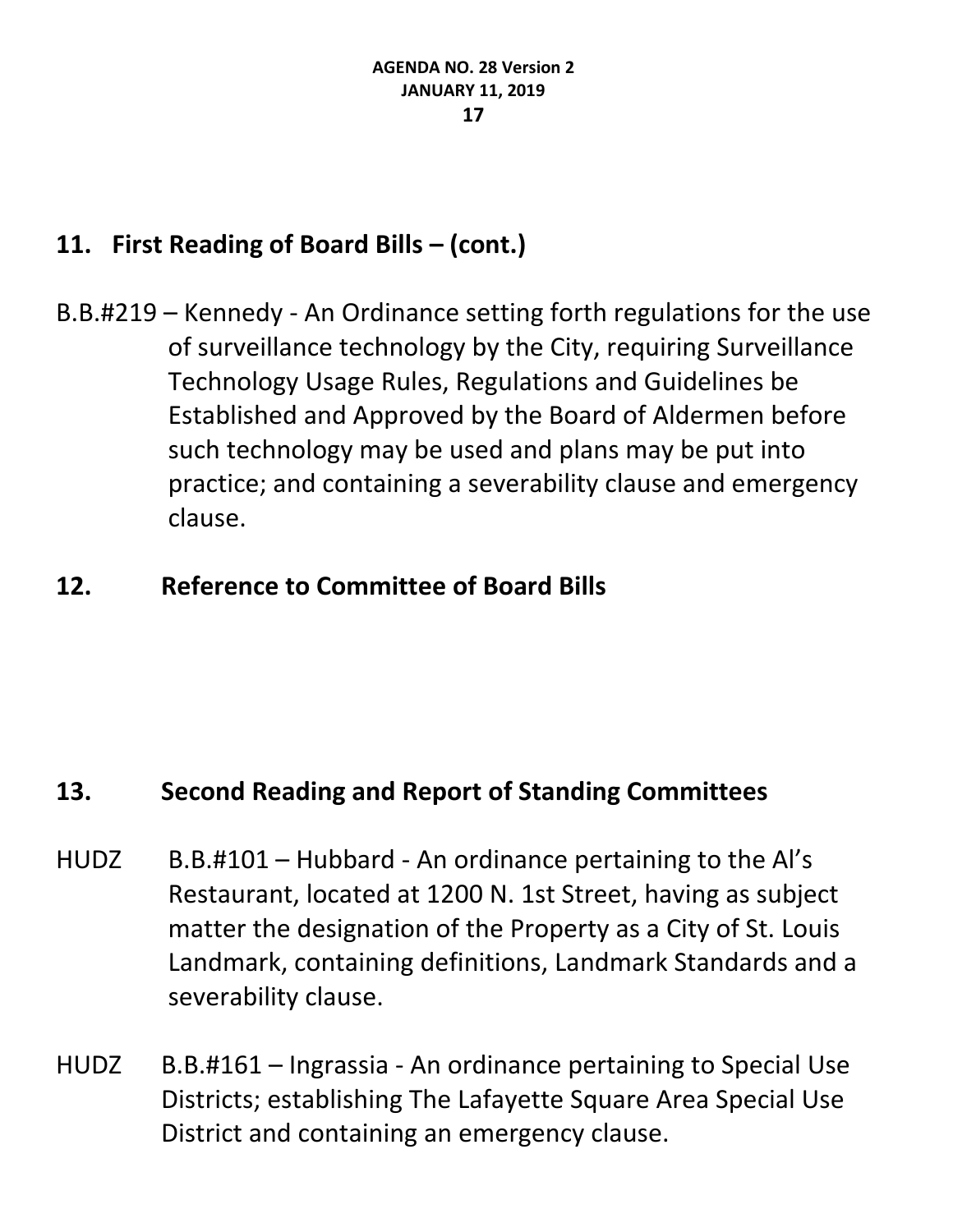## 11. First Reading of Board Bills – (cont.)

B.B.#219 – Kennedy - An Ordinance setting forth regulations for the use of surveillance technology by the City, requiring Surveillance Technology Usage Rules, Regulations and Guidelines be Established and Approved by the Board of Aldermen before such technology may be used and plans may be put into practice; and containing a severability clause and emergency clause.

## 12. Reference to Committee of Board Bills

## 13. Second Reading and Report of Standing Committees

HUDZ B.B.#101 – Hubbard - An ordinance pertaining to the Al's Restaurant, located at 1200 N. 1st Street, having as subject matter the designation of the Property as a City of St. Louis Landmark, containing definitions, Landmark Standards and a severability clause.

HUDZ B.B.#161 – Ingrassia - An ordinance pertaining to Special Use Districts; establishing The Lafayette Square Area Special Use District and containing an emergency clause.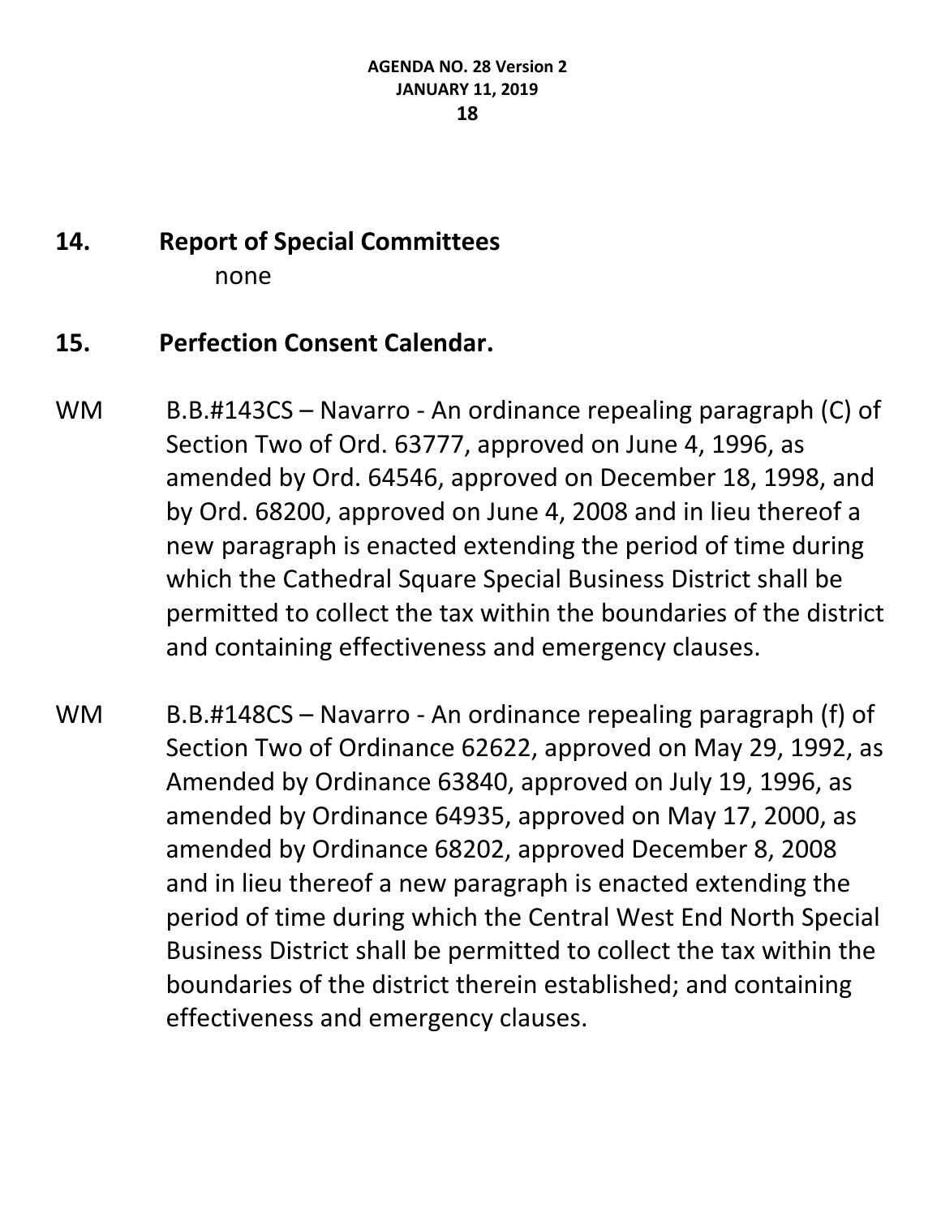## 14. Report of Special Committees

none

## 15. Perfection Consent Calendar.

WM B.B.#143CS – Navarro - An ordinance repealing paragraph (C) of Section Two of Ord. 63777, approved on June 4, 1996, as amended by Ord. 64546, approved on December 18, 1998, and by Ord. 68200, approved on June 4, 2008 and in lieu thereof a new paragraph is enacted extending the period of time during which the Cathedral Square Special Business District shall be permitted to collect the tax within the boundaries of the district and containing effectiveness and emergency clauses.

WM B.B.#148CS – Navarro - An ordinance repealing paragraph (f) of Section Two of Ordinance 62622, approved on May 29, 1992, as Amended by Ordinance 63840, approved on July 19, 1996, as amended by Ordinance 64935, approved on May 17, 2000, as amended by Ordinance 68202, approved December 8, 2008 and in lieu thereof a new paragraph is enacted extending the period of time during which the Central West End North Special Business District shall be permitted to collect the tax within the boundaries of the district therein established; and containing effectiveness and emergency clauses.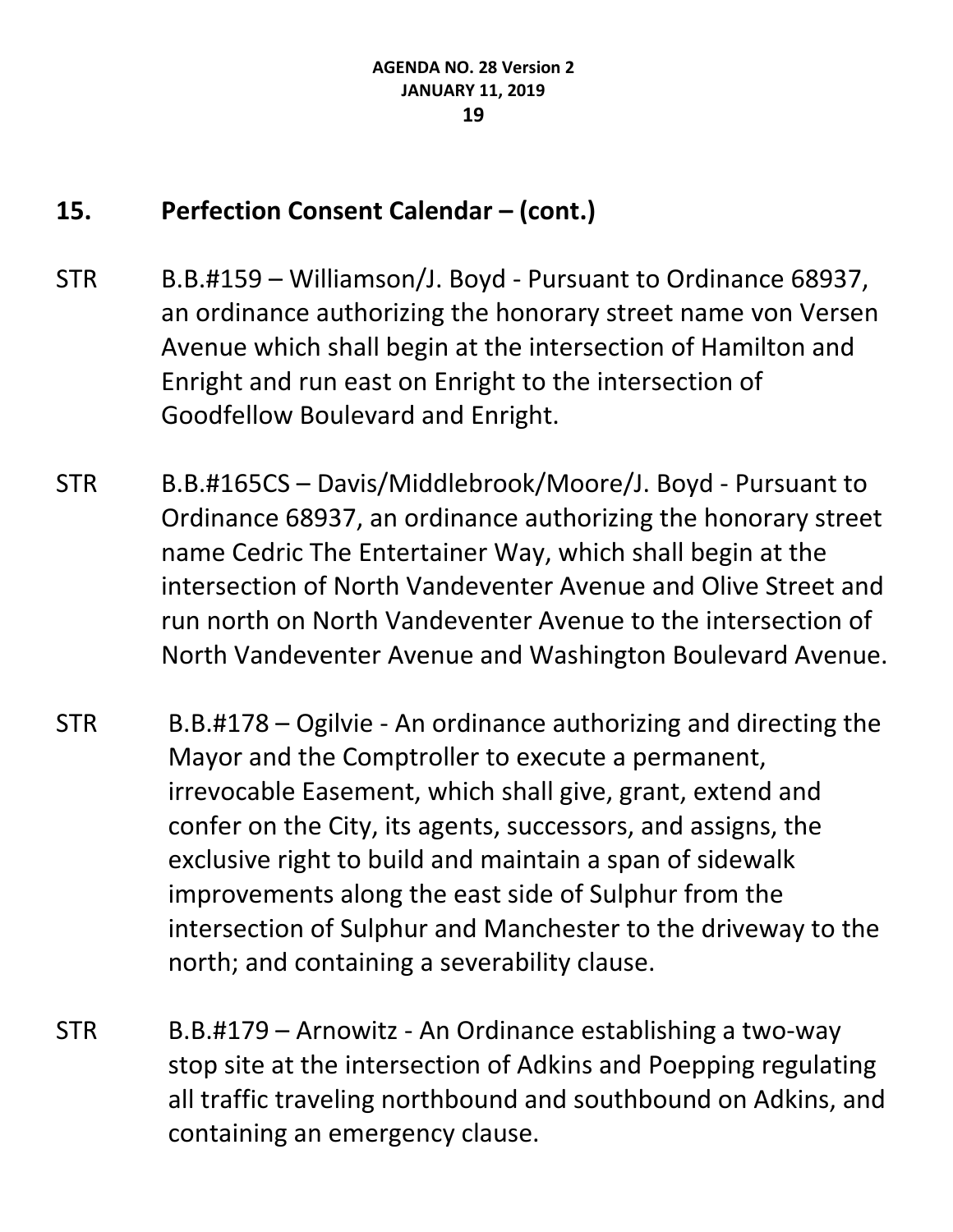## 15. Perfection Consent Calendar – (cont.)

STR B.B.#159 – Williamson/J. Boyd - Pursuant to Ordinance 68937, an ordinance authorizing the honorary street name von Versen Avenue which shall begin at the intersection of Hamilton and Enright and run east on Enright to the intersection of Goodfellow Boulevard and Enright.

STR B.B.#165CS – Davis/Middlebrook/Moore/J. Boyd - Pursuant to Ordinance 68937, an ordinance authorizing the honorary street name Cedric The Entertainer Way, which shall begin at the intersection of North Vandeventer Avenue and Olive Street and run north on North Vandeventer Avenue to the intersection of North Vandeventer Avenue and Washington Boulevard Avenue.

STR B.B.#178 – Ogilvie - An ordinance authorizing and directing the Mayor and the Comptroller to execute a permanent, irrevocable Easement, which shall give, grant, extend and confer on the City, its agents, successors, and assigns, the exclusive right to build and maintain a span of sidewalk improvements along the east side of Sulphur from the intersection of Sulphur and Manchester to the driveway to the north; and containing a severability clause.

STR B.B.#179 – Arnowitz - An Ordinance establishing a two-way stop site at the intersection of Adkins and Poepping regulating all traffic traveling northbound and southbound on Adkins, and containing an emergency clause.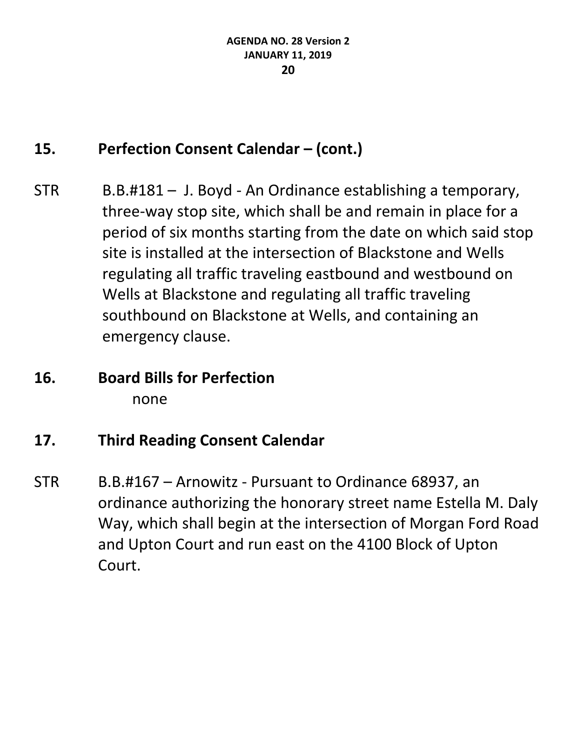## 15. Perfection Consent Calendar – (cont.)

STR B.B.#181 – J. Boyd - An Ordinance establishing a temporary, three-way stop site, which shall be and remain in place for a period of six months starting from the date on which said stop site is installed at the intersection of Blackstone and Wells regulating all traffic traveling eastbound and westbound on Wells at Blackstone and regulating all traffic traveling southbound on Blackstone at Wells, and containing an emergency clause.

## 16. Board Bills for Perfection

none

## 17. Third Reading Consent Calendar

STR B.B.#167 – Arnowitz - Pursuant to Ordinance 68937, an ordinance authorizing the honorary street name Estella M. Daly Way, which shall begin at the intersection of Morgan Ford Road and Upton Court and run east on the 4100 Block of Upton Court.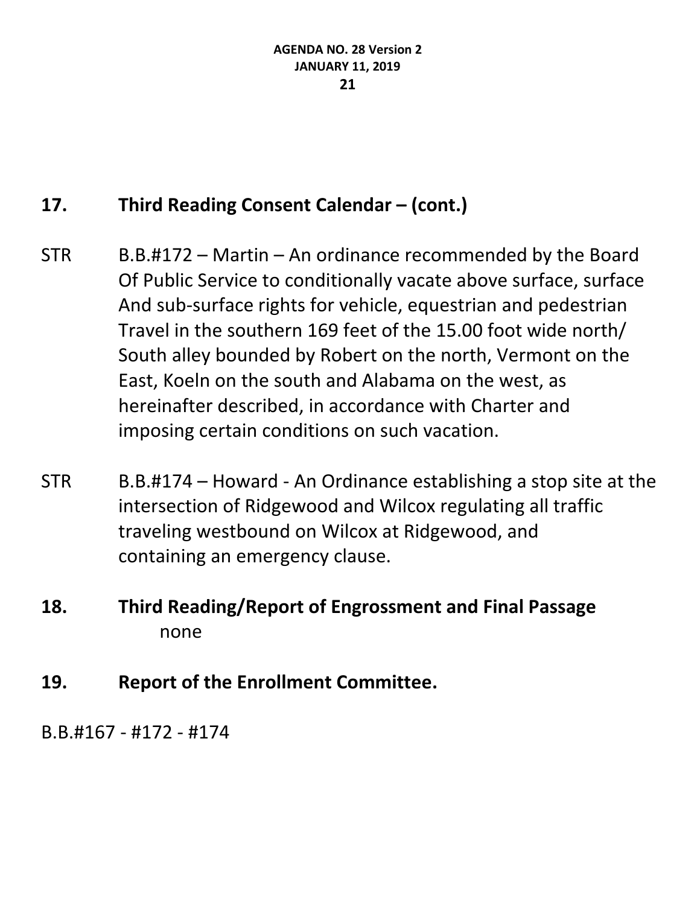## 17. Third Reading Consent Calendar – (cont.)

STR B.B.#172 – Martin – An ordinance recommended by the Board Of Public Service to conditionally vacate above surface, surface And sub-surface rights for vehicle, equestrian and pedestrian Travel in the southern 169 feet of the 15.00 foot wide north/ South alley bounded by Robert on the north, Vermont on the East, Koeln on the south and Alabama on the west, as hereinafter described, in accordance with Charter and imposing certain conditions on such vacation.

STR B.B.#174 – Howard - An Ordinance establishing a stop site at the intersection of Ridgewood and Wilcox regulating all traffic traveling westbound on Wilcox at Ridgewood, and containing an emergency clause.

## 18. Third Reading/Report of Engrossment and Final Passage

none

## 19. Report of the Enrollment Committee.

B.B.#167 - #172 - #174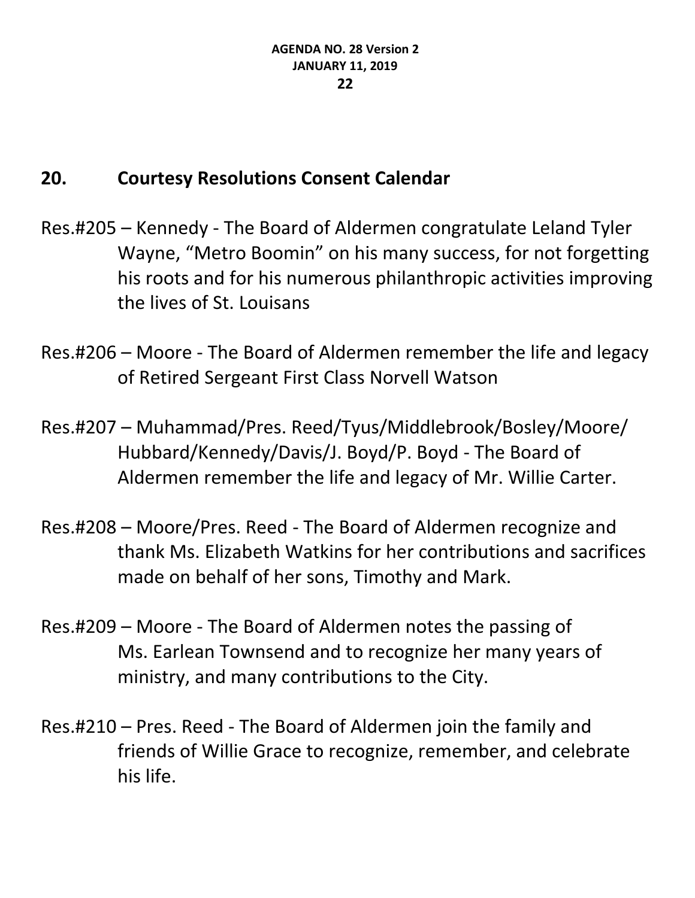## 20. Courtesy Resolutions Consent Calendar

Res.#205 – Kennedy - The Board of Aldermen congratulate Leland Tyler Wayne, "Metro Boomin" on his many success, for not forgetting his roots and for his numerous philanthropic activities improving the lives of St. Louisans

Res.#206 – Moore - The Board of Aldermen remember the life and legacy of Retired Sergeant First Class Norvell Watson

Res.#207 – Muhammad/Pres. Reed/Tyus/Middlebrook/Bosley/Moore/ Hubbard/Kennedy/Davis/J. Boyd/P. Boyd - The Board of Aldermen remember the life and legacy of Mr. Willie Carter.

Res.#208 – Moore/Pres. Reed - The Board of Aldermen recognize and thank Ms. Elizabeth Watkins for her contributions and sacrifices made on behalf of her sons, Timothy and Mark.

Res.#209 – Moore - The Board of Aldermen notes the passing of Ms. Earlean Townsend and to recognize her many years of ministry, and many contributions to the City.

Res.#210 – Pres. Reed - The Board of Aldermen join the family and friends of Willie Grace to recognize, remember, and celebrate his life.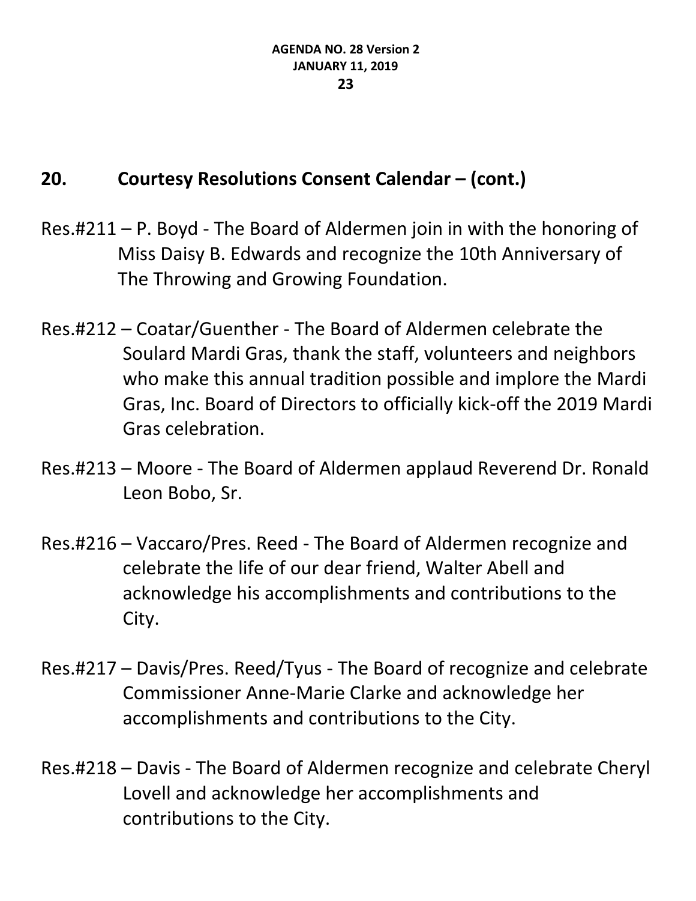## 20. Courtesy Resolutions Consent Calendar – (cont.)

Res.#211 – P. Boyd - The Board of Aldermen join in with the honoring of Miss Daisy B. Edwards and recognize the 10th Anniversary of The Throwing and Growing Foundation.

Res.#212 – Coatar/Guenther - The Board of Aldermen celebrate the Soulard Mardi Gras, thank the staff, volunteers and neighbors who make this annual tradition possible and implore the Mardi Gras, Inc. Board of Directors to officially kick-off the 2019 Mardi Gras celebration.

Res.#213 – Moore - The Board of Aldermen applaud Reverend Dr. Ronald Leon Bobo, Sr.

Res.#216 – Vaccaro/Pres. Reed - The Board of Aldermen recognize and celebrate the life of our dear friend, Walter Abell and acknowledge his accomplishments and contributions to the City.

Res.#217 – Davis/Pres. Reed/Tyus - The Board of recognize and celebrate Commissioner Anne-Marie Clarke and acknowledge her accomplishments and contributions to the City.

Res.#218 – Davis - The Board of Aldermen recognize and celebrate Cheryl Lovell and acknowledge her accomplishments and contributions to the City.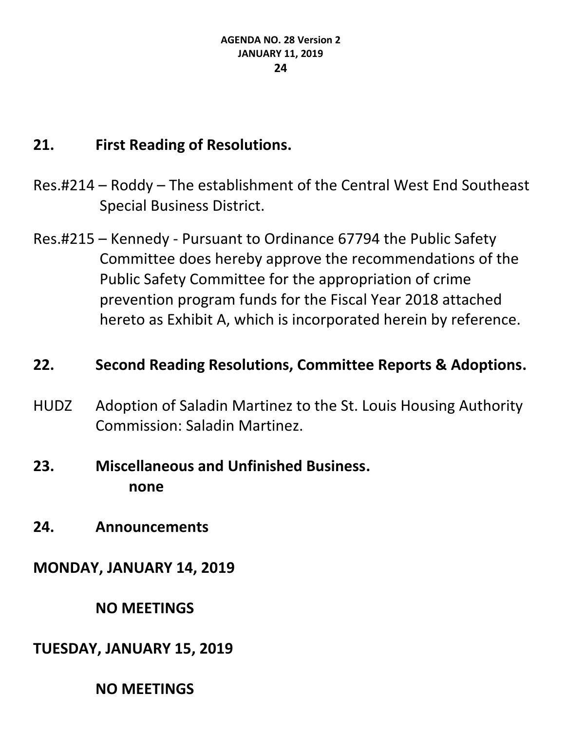## 21. First Reading of Resolutions.

Res.#214 – Roddy – The establishment of the Central West End Southeast Special Business District.

Res.#215 – Kennedy - Pursuant to Ordinance 67794 the Public Safety Committee does hereby approve the recommendations of the Public Safety Committee for the appropriation of crime prevention program funds for the Fiscal Year 2018 attached hereto as Exhibit A, which is incorporated herein by reference.

## 22. Second Reading Resolutions, Committee Reports & Adoptions.

HUDZ Adoption of Saladin Martinez to the St. Louis Housing Authority Commission: Saladin Martinez.

## 23. Miscellaneous and Unfinished Business.

**none**

## 24. Announcements

**MONDAY, JANUARY 14, 2019**

**NO MEETINGS**

**TUESDAY, JANUARY 15, 2019**

**NO MEETINGS**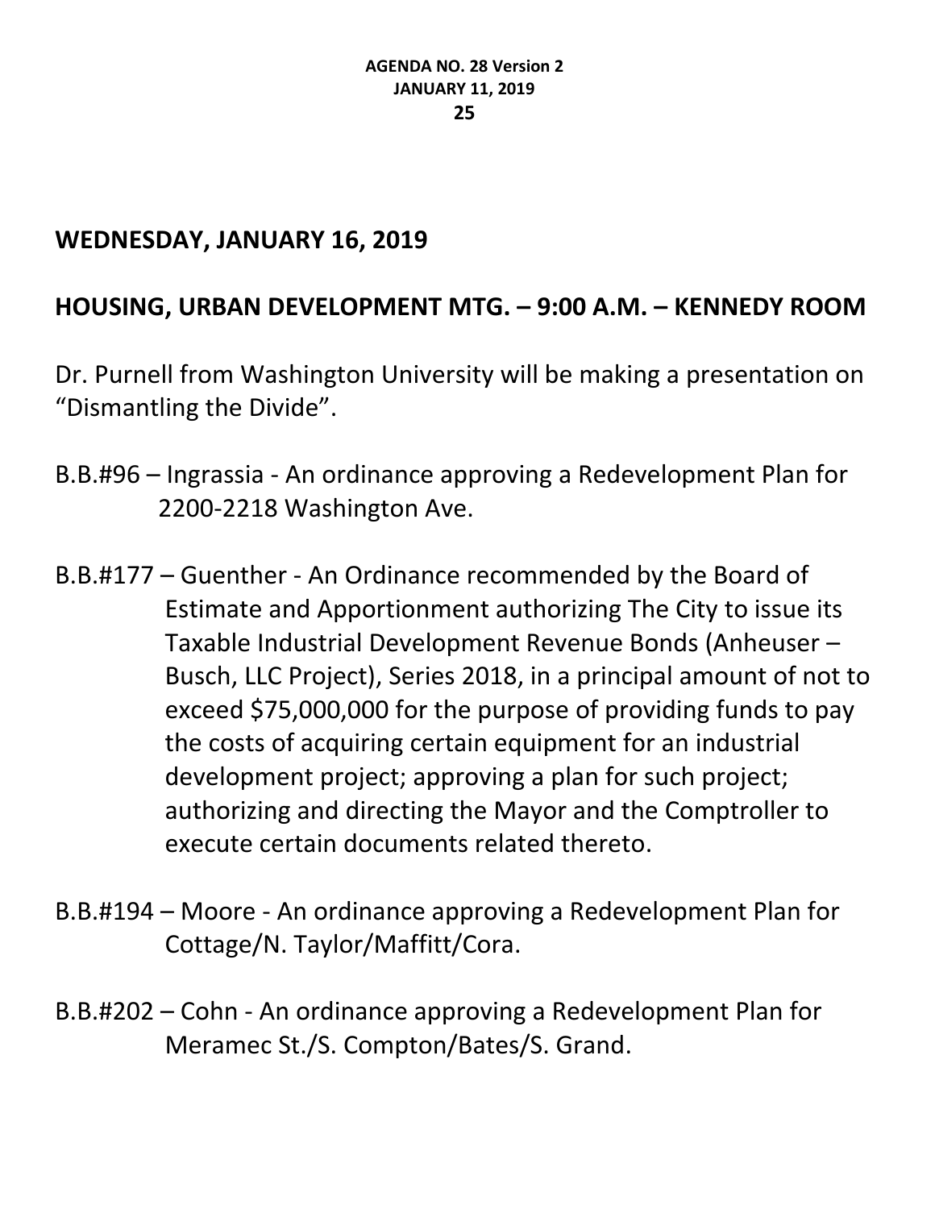## WEDNESDAY, JANUARY 16, 2019

## HOUSING, URBAN DEVELOPMENT MTG. – 9:00 A.M. – KENNEDY ROOM

Dr. Purnell from Washington University will be making a presentation on "Dismantling the Divide".

B.B.#96 – Ingrassia - An ordinance approving a Redevelopment Plan for 2200-2218 Washington Ave.

B.B.#177 – Guenther - An Ordinance recommended by the Board of Estimate and Apportionment authorizing The City to issue its Taxable Industrial Development Revenue Bonds (Anheuser – Busch, LLC Project), Series 2018, in a principal amount of not to exceed $75,000,000 for the purpose of providing funds to pay the costs of acquiring certain equipment for an industrial development project; approving a plan for such project; authorizing and directing the Mayor and the Comptroller to execute certain documents related thereto.

B.B.#194 – Moore - An ordinance approving a Redevelopment Plan for Cottage/N. Taylor/Maffitt/Cora.

B.B.#202 – Cohn - An ordinance approving a Redevelopment Plan for Meramec St./S. Compton/Bates/S. Grand.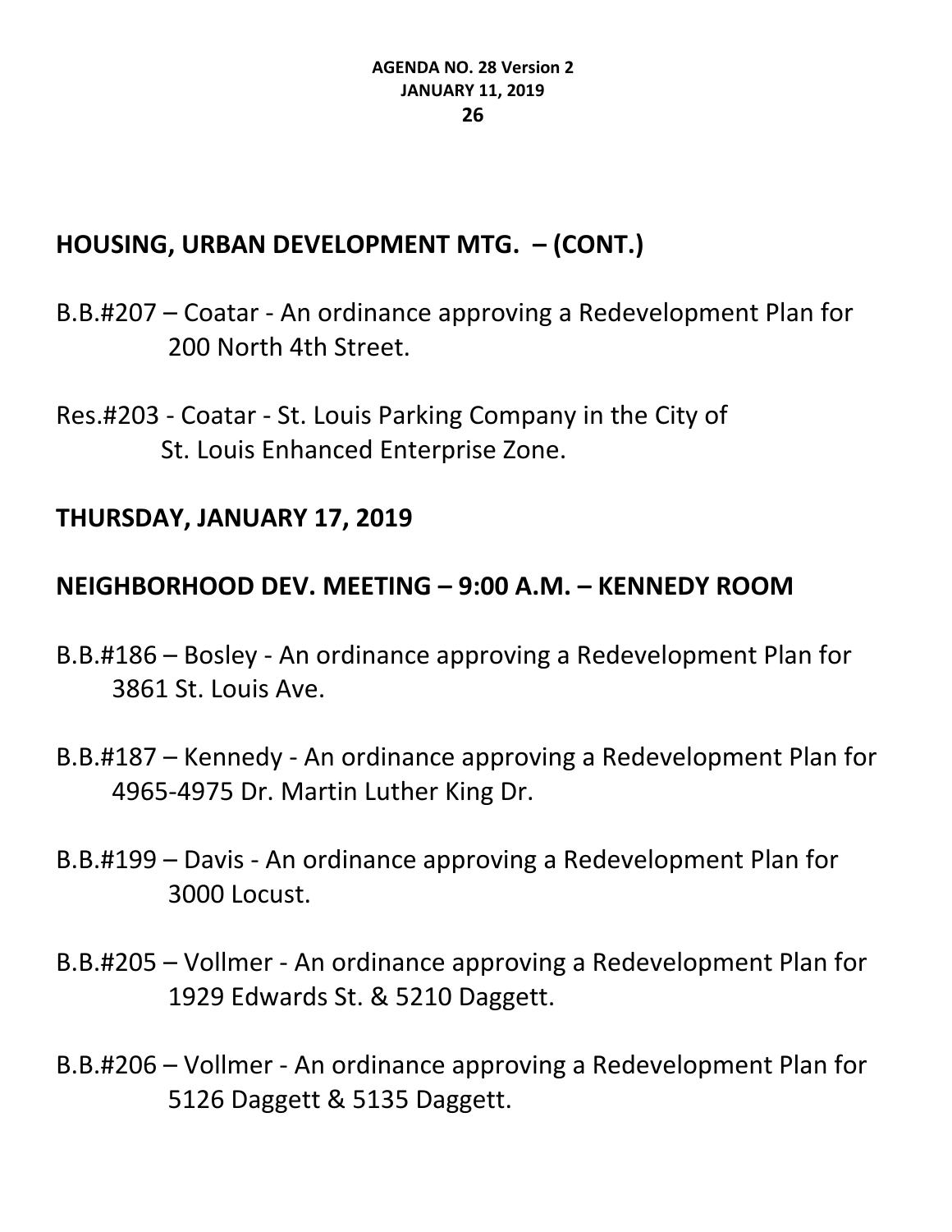## HOUSING, URBAN DEVELOPMENT MTG. – (CONT.)

B.B.#207 – Coatar - An ordinance approving a Redevelopment Plan for 200 North 4th Street.

Res.#203 - Coatar - St. Louis Parking Company in the City of St. Louis Enhanced Enterprise Zone.

## THURSDAY, JANUARY 17, 2019

## NEIGHBORHOOD DEV. MEETING – 9:00 A.M. – KENNEDY ROOM

B.B.#186 – Bosley - An ordinance approving a Redevelopment Plan for 3861 St. Louis Ave.

B.B.#187 – Kennedy - An ordinance approving a Redevelopment Plan for 4965-4975 Dr. Martin Luther King Dr.

B.B.#199 – Davis - An ordinance approving a Redevelopment Plan for 3000 Locust.

B.B.#205 – Vollmer - An ordinance approving a Redevelopment Plan for 1929 Edwards St. & 5210 Daggett.

B.B.#206 – Vollmer - An ordinance approving a Redevelopment Plan for 5126 Daggett & 5135 Daggett.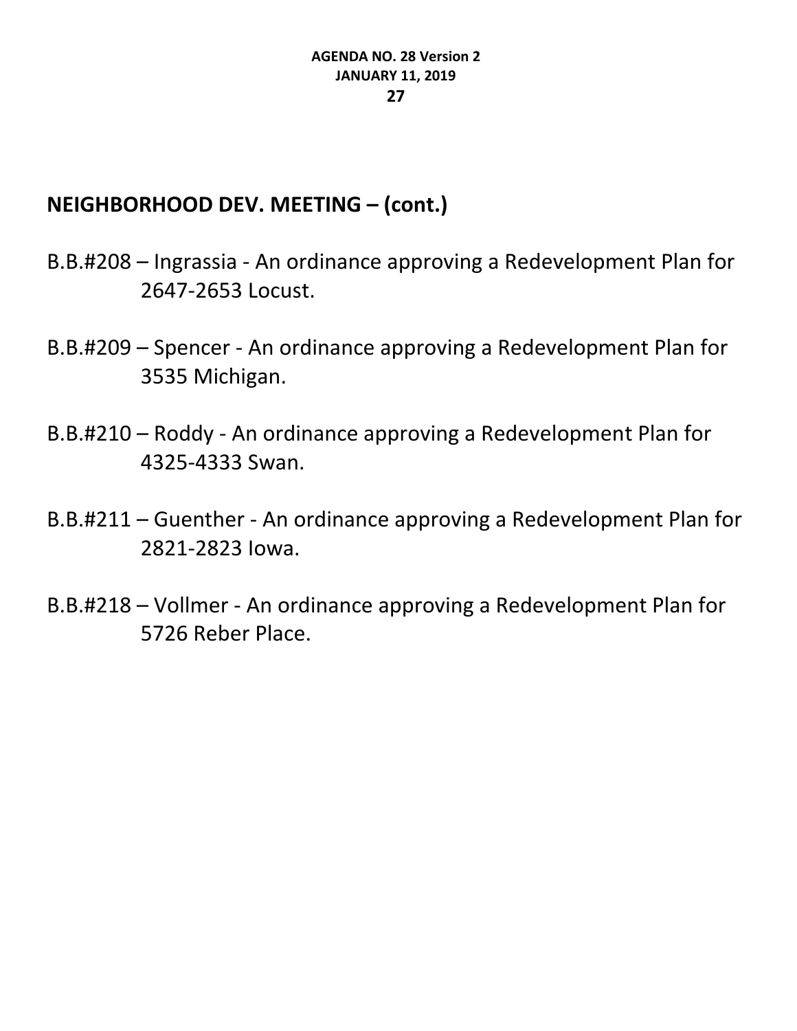## NEIGHBORHOOD DEV. MEETING – (cont.)

B.B.#208 – Ingrassia - An ordinance approving a Redevelopment Plan for 2647-2653 Locust.

B.B.#209 – Spencer - An ordinance approving a Redevelopment Plan for 3535 Michigan.

B.B.#210 – Roddy - An ordinance approving a Redevelopment Plan for 4325-4333 Swan.

B.B.#211 – Guenther - An ordinance approving a Redevelopment Plan for 2821-2823 Iowa.

B.B.#218 – Vollmer - An ordinance approving a Redevelopment Plan for 5726 Reber Place.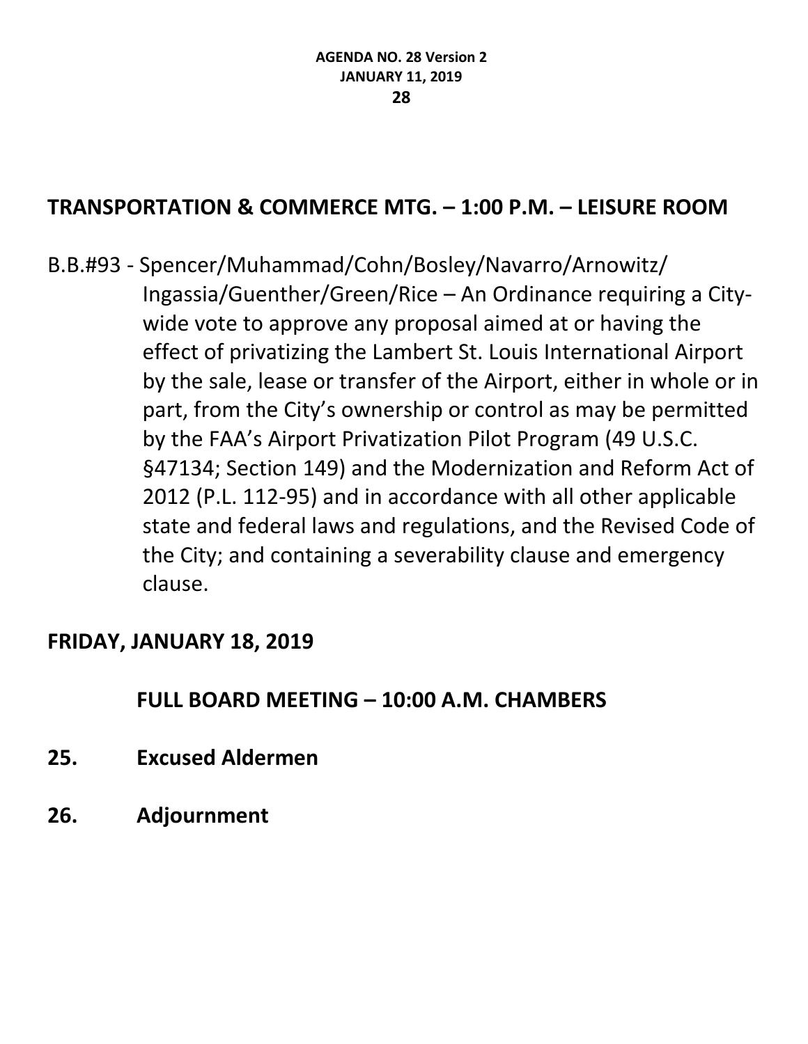## TRANSPORTATION & COMMERCE MTG. – 1:00 P.M. – LEISURE ROOM

B.B.#93 - Spencer/Muhammad/Cohn/Bosley/Navarro/Arnowitz/Ingassia/Guenther/Green/Rice – An Ordinance requiring a City-wide vote to approve any proposal aimed at or having the effect of privatizing the Lambert St. Louis International Airport by the sale, lease or transfer of the Airport, either in whole or in part, from the City's ownership or control as may be permitted by the FAA's Airport Privatization Pilot Program (49 U.S.C. §47134; Section 149) and the Modernization and Reform Act of 2012 (P.L. 112-95) and in accordance with all other applicable state and federal laws and regulations, and the Revised Code of the City; and containing a severability clause and emergency clause.

## FRIDAY, JANUARY 18, 2019

### FULL BOARD MEETING – 10:00 A.M. CHAMBERS

**25. Excused Aldermen**

**26. Adjournment**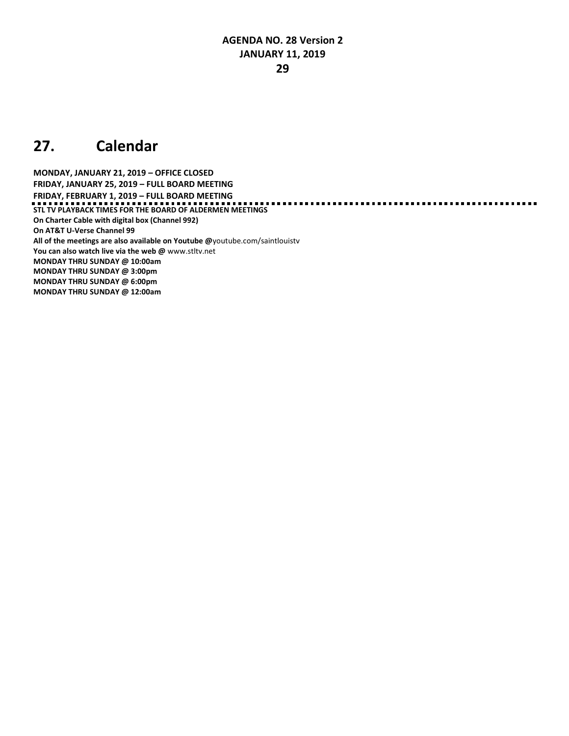# 27. Calendar

**MONDAY, JANUARY 21, 2019 – OFFICE CLOSED**
**FRIDAY, JANUARY 25, 2019 – FULL BOARD MEETING**
**FRIDAY, FEBRUARY 1, 2019 – FULL BOARD MEETING**

---

**STL TV PLAYBACK TIMES FOR THE BOARD OF ALDERMEN MEETINGS**
**On Charter Cable with digital box (Channel 992)**
**On AT&T U-Verse Channel 99**
**All of the meetings are also available on Youtube @**youtube.com/saintlouistv
**You can also watch live via the web @** www.stltv.net
**MONDAY THRU SUNDAY @ 10:00am**
**MONDAY THRU SUNDAY @ 3:00pm**
**MONDAY THRU SUNDAY @ 6:00pm**
**MONDAY THRU SUNDAY @ 12:00am**